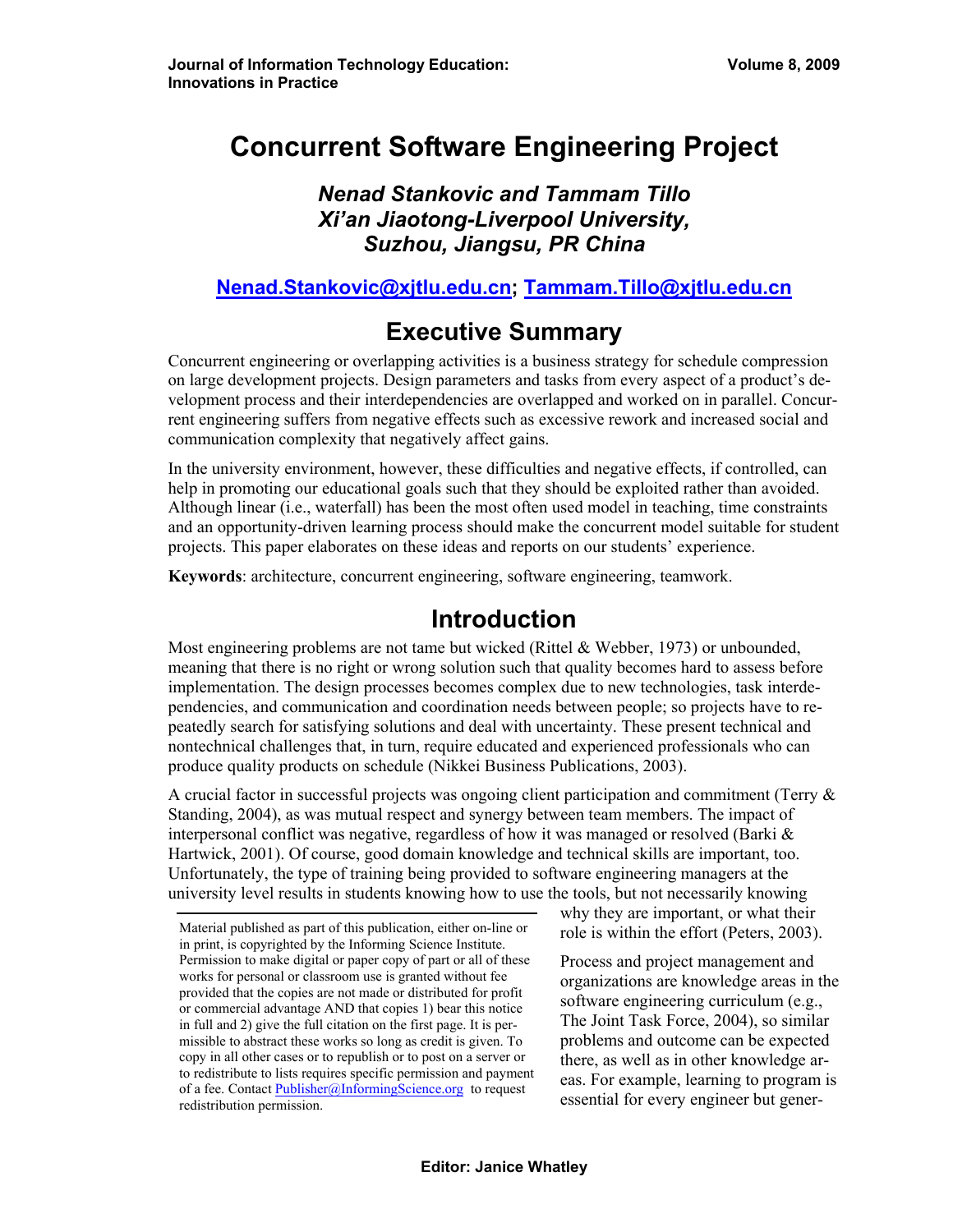# Concurrent Software Engineering Project

***Nenad Stankovic and Tammam Tillo***
***Xi'an Jiaotong-Liverpool University, Suzhou, Jiangsu, PR China***

**Nenad.Stankovic@xjtlu.edu.cn; Tammam.Tillo@xjtlu.edu.cn**

## Executive Summary

Concurrent engineering or overlapping activities is a business strategy for schedule compression on large development projects. Design parameters and tasks from every aspect of a product's development process and their interdependencies are overlapped and worked on in parallel. Concurrent engineering suffers from negative effects such as excessive rework and increased social and communication complexity that negatively affect gains.

In the university environment, however, these difficulties and negative effects, if controlled, can help in promoting our educational goals such that they should be exploited rather than avoided. Although linear (i.e., waterfall) has been the most often used model in teaching, time constraints and an opportunity-driven learning process should make the concurrent model suitable for student projects. This paper elaborates on these ideas and reports on our students' experience.

**Keywords**: architecture, concurrent engineering, software engineering, teamwork.

## Introduction

Most engineering problems are not tame but wicked (Rittel & Webber, 1973) or unbounded, meaning that there is no right or wrong solution such that quality becomes hard to assess before implementation. The design processes becomes complex due to new technologies, task interdependencies, and communication and coordination needs between people; so projects have to repeatedly search for satisfying solutions and deal with uncertainty. These present technical and nontechnical challenges that, in turn, require educated and experienced professionals who can produce quality products on schedule (Nikkei Business Publications, 2003).

A crucial factor in successful projects was ongoing client participation and commitment (Terry & Standing, 2004), as was mutual respect and synergy between team members. The impact of interpersonal conflict was negative, regardless of how it was managed or resolved (Barki & Hartwick, 2001). Of course, good domain knowledge and technical skills are important, too. Unfortunately, the type of training being provided to software engineering managers at the university level results in students knowing how to use the tools, but not necessarily knowing why they are important, or what their role is within the effort (Peters, 2003).

Process and project management and organizations are knowledge areas in the software engineering curriculum (e.g., The Joint Task Force, 2004), so similar problems and outcome can be expected there, as well as in other knowledge areas. For example, learning to program is essential for every engineer but gener-

Material published as part of this publication, either on-line or in print, is copyrighted by the Informing Science Institute. Permission to make digital or paper copy of part or all of these works for personal or classroom use is granted without fee provided that the copies are not made or distributed for profit or commercial advantage AND that copies 1) bear this notice in full and 2) give the full citation on the first page. It is permissible to abstract these works so long as credit is given. To copy in all other cases or to republish or to post on a server or to redistribute to lists requires specific permission and payment of a fee. Contact Publisher@InformingScience.org to request redistribution permission.

Editor: Janice Whatley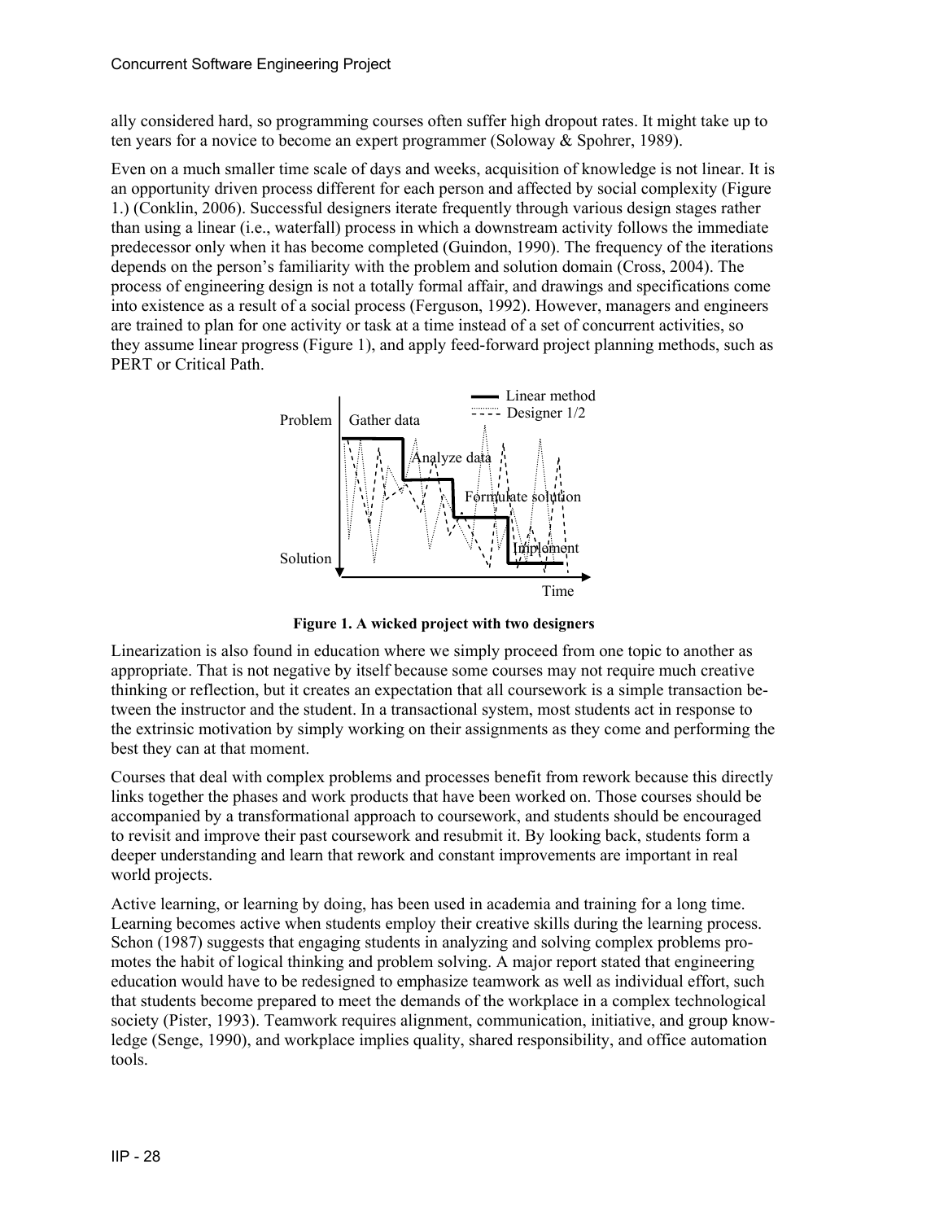ally considered hard, so programming courses often suffer high dropout rates. It might take up to ten years for a novice to become an expert programmer (Soloway & Spohrer, 1989).

Even on a much smaller time scale of days and weeks, acquisition of knowledge is not linear. It is an opportunity driven process different for each person and affected by social complexity (Figure 1.) (Conklin, 2006). Successful designers iterate frequently through various design stages rather than using a linear (i.e., waterfall) process in which a downstream activity follows the immediate predecessor only when it has become completed (Guindon, 1990). The frequency of the iterations depends on the person's familiarity with the problem and solution domain (Cross, 2004). The process of engineering design is not a totally formal affair, and drawings and specifications come into existence as a result of a social process (Ferguson, 1992). However, managers and engineers are trained to plan for one activity or task at a time instead of a set of concurrent activities, so they assume linear progress (Figure 1), and apply feed-forward project planning methods, such as PERT or Critical Path.

**Figure 1. A wicked project with two designers**

Linearization is also found in education where we simply proceed from one topic to another as appropriate. That is not negative by itself because some courses may not require much creative thinking or reflection, but it creates an expectation that all coursework is a simple transaction between the instructor and the student. In a transactional system, most students act in response to the extrinsic motivation by simply working on their assignments as they come and performing the best they can at that moment.

Courses that deal with complex problems and processes benefit from rework because this directly links together the phases and work products that have been worked on. Those courses should be accompanied by a transformational approach to coursework, and students should be encouraged to revisit and improve their past coursework and resubmit it. By looking back, students form a deeper understanding and learn that rework and constant improvements are important in real world projects.

Active learning, or learning by doing, has been used in academia and training for a long time. Learning becomes active when students employ their creative skills during the learning process. Schon (1987) suggests that engaging students in analyzing and solving complex problems promotes the habit of logical thinking and problem solving. A major report stated that engineering education would have to be redesigned to emphasize teamwork as well as individual effort, such that students become prepared to meet the demands of the workplace in a complex technological society (Pister, 1993). Teamwork requires alignment, communication, initiative, and group knowledge (Senge, 1990), and workplace implies quality, shared responsibility, and office automation tools.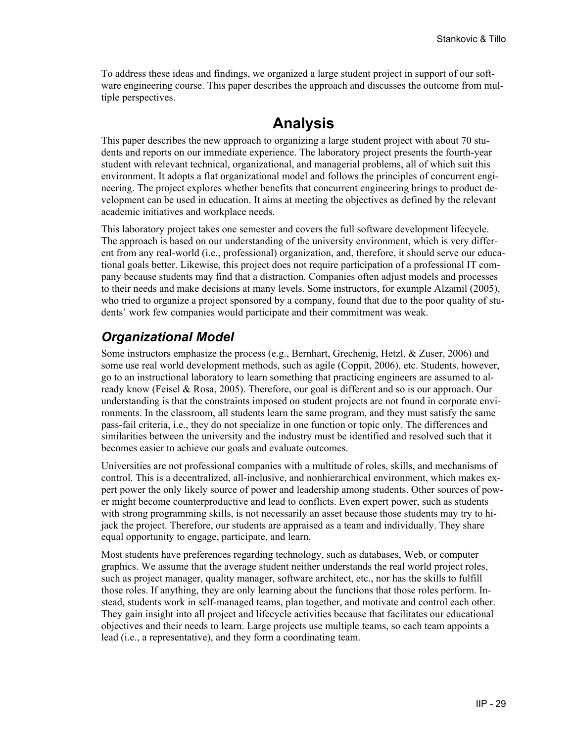To address these ideas and findings, we organized a large student project in support of our software engineering course. This paper describes the approach and discusses the outcome from multiple perspectives.

# Analysis

This paper describes the new approach to organizing a large student project with about 70 students and reports on our immediate experience. The laboratory project presents the fourth-year student with relevant technical, organizational, and managerial problems, all of which suit this environment. It adopts a flat organizational model and follows the principles of concurrent engineering. The project explores whether benefits that concurrent engineering brings to product development can be used in education. It aims at meeting the objectives as defined by the relevant academic initiatives and workplace needs.

This laboratory project takes one semester and covers the full software development lifecycle. The approach is based on our understanding of the university environment, which is very different from any real-world (i.e., professional) organization, and, therefore, it should serve our educational goals better. Likewise, this project does not require participation of a professional IT company because students may find that a distraction. Companies often adjust models and processes to their needs and make decisions at many levels. Some instructors, for example Alzamil (2005), who tried to organize a project sponsored by a company, found that due to the poor quality of students' work few companies would participate and their commitment was weak.

## *Organizational Model*

Some instructors emphasize the process (e.g., Bernhart, Grechenig, Hetzl, & Zuser, 2006) and some use real world development methods, such as agile (Coppit, 2006), etc. Students, however, go to an instructional laboratory to learn something that practicing engineers are assumed to already know (Feisel & Rosa, 2005). Therefore, our goal is different and so is our approach. Our understanding is that the constraints imposed on student projects are not found in corporate environments. In the classroom, all students learn the same program, and they must satisfy the same pass-fail criteria, i.e., they do not specialize in one function or topic only. The differences and similarities between the university and the industry must be identified and resolved such that it becomes easier to achieve our goals and evaluate outcomes.

Universities are not professional companies with a multitude of roles, skills, and mechanisms of control. This is a decentralized, all-inclusive, and nonhierarchical environment, which makes expert power the only likely source of power and leadership among students. Other sources of power might become counterproductive and lead to conflicts. Even expert power, such as students with strong programming skills, is not necessarily an asset because those students may try to hijack the project. Therefore, our students are appraised as a team and individually. They share equal opportunity to engage, participate, and learn.

Most students have preferences regarding technology, such as databases, Web, or computer graphics. We assume that the average student neither understands the real world project roles, such as project manager, quality manager, software architect, etc., nor has the skills to fulfill those roles. If anything, they are only learning about the functions that those roles perform. Instead, students work in self-managed teams, plan together, and motivate and control each other. They gain insight into all project and lifecycle activities because that facilitates our educational objectives and their needs to learn. Large projects use multiple teams, so each team appoints a lead (i.e., a representative), and they form a coordinating team.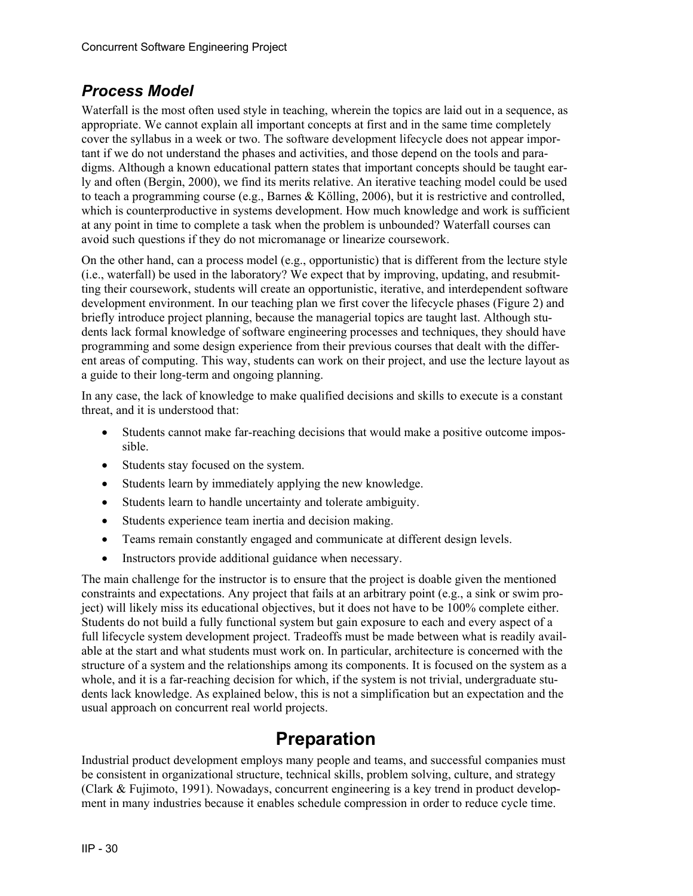## *Process Model*

Waterfall is the most often used style in teaching, wherein the topics are laid out in a sequence, as appropriate. We cannot explain all important concepts at first and in the same time completely cover the syllabus in a week or two. The software development lifecycle does not appear important if we do not understand the phases and activities, and those depend on the tools and paradigms. Although a known educational pattern states that important concepts should be taught early and often (Bergin, 2000), we find its merits relative. An iterative teaching model could be used to teach a programming course (e.g., Barnes & Kölling, 2006), but it is restrictive and controlled, which is counterproductive in systems development. How much knowledge and work is sufficient at any point in time to complete a task when the problem is unbounded? Waterfall courses can avoid such questions if they do not micromanage or linearize coursework.

On the other hand, can a process model (e.g., opportunistic) that is different from the lecture style (i.e., waterfall) be used in the laboratory? We expect that by improving, updating, and resubmitting their coursework, students will create an opportunistic, iterative, and interdependent software development environment. In our teaching plan we first cover the lifecycle phases (Figure 2) and briefly introduce project planning, because the managerial topics are taught last. Although students lack formal knowledge of software engineering processes and techniques, they should have programming and some design experience from their previous courses that dealt with the different areas of computing. This way, students can work on their project, and use the lecture layout as a guide to their long-term and ongoing planning.

In any case, the lack of knowledge to make qualified decisions and skills to execute is a constant threat, and it is understood that:

- Students cannot make far-reaching decisions that would make a positive outcome impossible.
- Students stay focused on the system.
- Students learn by immediately applying the new knowledge.
- Students learn to handle uncertainty and tolerate ambiguity.
- Students experience team inertia and decision making.
- Teams remain constantly engaged and communicate at different design levels.
- Instructors provide additional guidance when necessary.

The main challenge for the instructor is to ensure that the project is doable given the mentioned constraints and expectations. Any project that fails at an arbitrary point (e.g., a sink or swim project) will likely miss its educational objectives, but it does not have to be 100% complete either. Students do not build a fully functional system but gain exposure to each and every aspect of a full lifecycle system development project. Tradeoffs must be made between what is readily available at the start and what students must work on. In particular, architecture is concerned with the structure of a system and the relationships among its components. It is focused on the system as a whole, and it is a far-reaching decision for which, if the system is not trivial, undergraduate students lack knowledge. As explained below, this is not a simplification but an expectation and the usual approach on concurrent real world projects.

# Preparation

Industrial product development employs many people and teams, and successful companies must be consistent in organizational structure, technical skills, problem solving, culture, and strategy (Clark & Fujimoto, 1991). Nowadays, concurrent engineering is a key trend in product development in many industries because it enables schedule compression in order to reduce cycle time.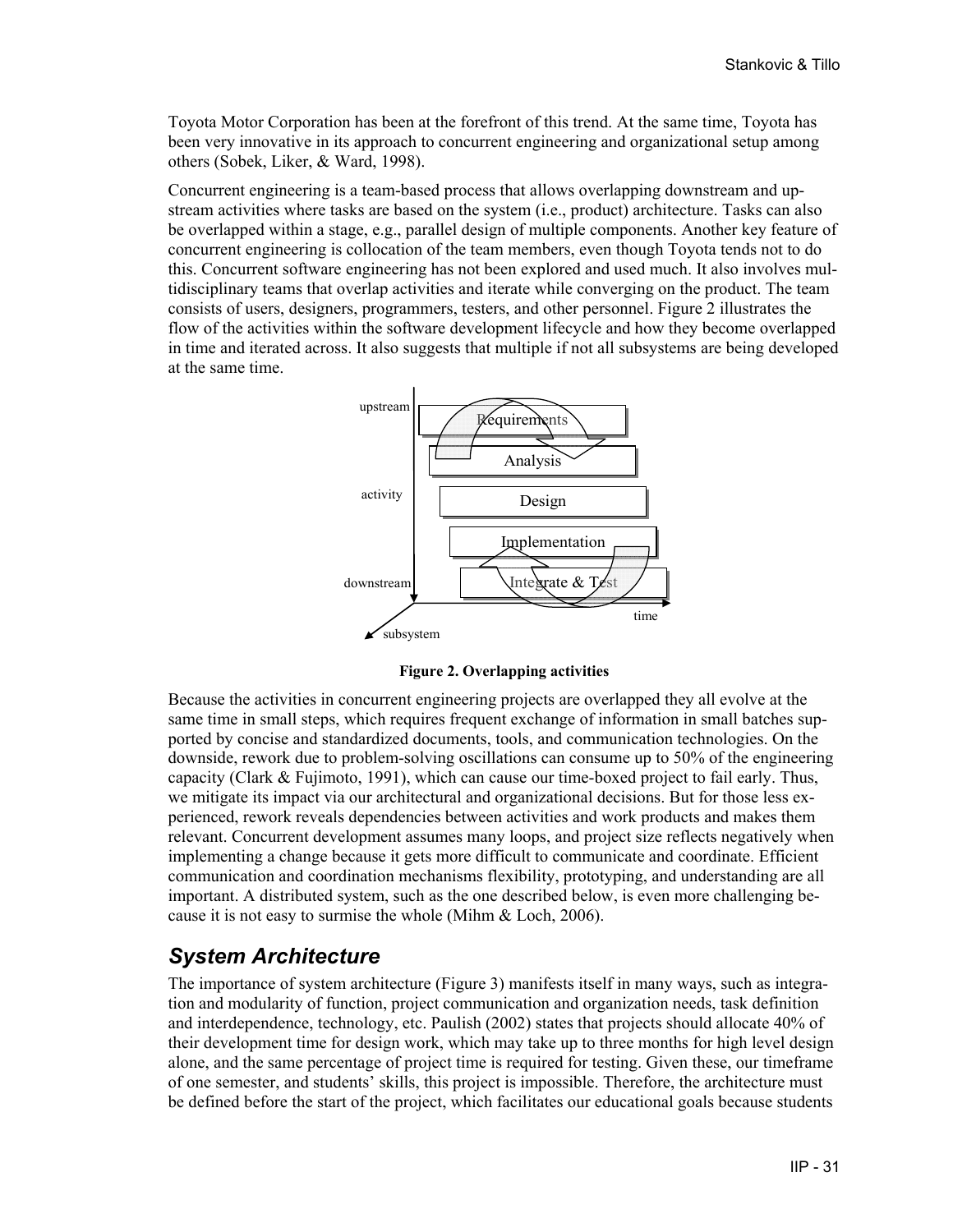Toyota Motor Corporation has been at the forefront of this trend. At the same time, Toyota has been very innovative in its approach to concurrent engineering and organizational setup among others (Sobek, Liker, & Ward, 1998).

Concurrent engineering is a team-based process that allows overlapping downstream and upstream activities where tasks are based on the system (i.e., product) architecture. Tasks can also be overlapped within a stage, e.g., parallel design of multiple components. Another key feature of concurrent engineering is collocation of the team members, even though Toyota tends not to do this. Concurrent software engineering has not been explored and used much. It also involves multidisciplinary teams that overlap activities and iterate while converging on the product. The team consists of users, designers, programmers, testers, and other personnel. Figure 2 illustrates the flow of the activities within the software development lifecycle and how they become overlapped in time and iterated across. It also suggests that multiple if not all subsystems are being developed at the same time.

upstream

activity

downstream

Requirements

Analysis

Design

Implementation

Integrate & Test

time

subsystem

**Figure 2. Overlapping activities**

Because the activities in concurrent engineering projects are overlapped they all evolve at the same time in small steps, which requires frequent exchange of information in small batches supported by concise and standardized documents, tools, and communication technologies. On the downside, rework due to problem-solving oscillations can consume up to 50% of the engineering capacity (Clark & Fujimoto, 1991), which can cause our time-boxed project to fail early. Thus, we mitigate its impact via our architectural and organizational decisions. But for those less experienced, rework reveals dependencies between activities and work products and makes them relevant. Concurrent development assumes many loops, and project size reflects negatively when implementing a change because it gets more difficult to communicate and coordinate. Efficient communication and coordination mechanisms flexibility, prototyping, and understanding are all important. A distributed system, such as the one described below, is even more challenging because it is not easy to surmise the whole (Mihm & Loch, 2006).

## *System Architecture*

The importance of system architecture (Figure 3) manifests itself in many ways, such as integration and modularity of function, project communication and organization needs, task definition and interdependence, technology, etc. Paulish (2002) states that projects should allocate 40% of their development time for design work, which may take up to three months for high level design alone, and the same percentage of project time is required for testing. Given these, our timeframe of one semester, and students' skills, this project is impossible. Therefore, the architecture must be defined before the start of the project, which facilitates our educational goals because students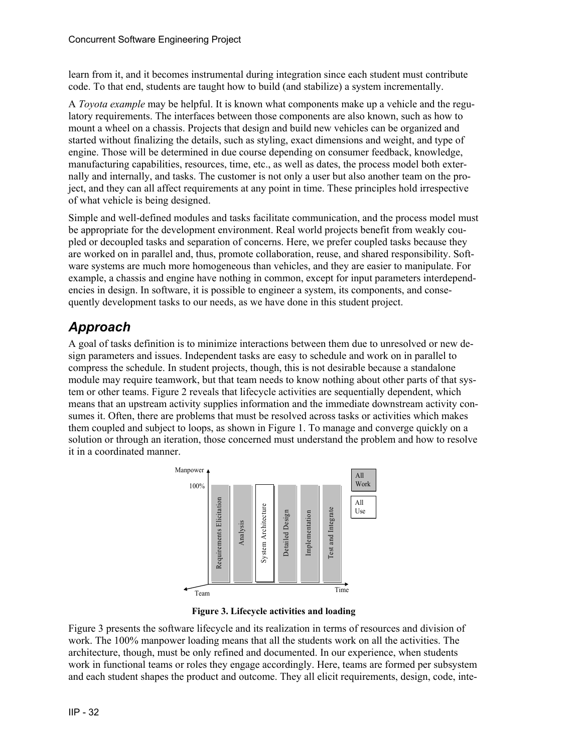learn from it, and it becomes instrumental during integration since each student must contribute code. To that end, students are taught how to build (and stabilize) a system incrementally.

A *Toyota example* may be helpful. It is known what components make up a vehicle and the regulatory requirements. The interfaces between those components are also known, such as how to mount a wheel on a chassis. Projects that design and build new vehicles can be organized and started without finalizing the details, such as styling, exact dimensions and weight, and type of engine. Those will be determined in due course depending on consumer feedback, knowledge, manufacturing capabilities, resources, time, etc., as well as dates, the process model both externally and internally, and tasks. The customer is not only a user but also another team on the project, and they can all affect requirements at any point in time. These principles hold irrespective of what vehicle is being designed.

Simple and well-defined modules and tasks facilitate communication, and the process model must be appropriate for the development environment. Real world projects benefit from weakly coupled or decoupled tasks and separation of concerns. Here, we prefer coupled tasks because they are worked on in parallel and, thus, promote collaboration, reuse, and shared responsibility. Software systems are much more homogeneous than vehicles, and they are easier to manipulate. For example, a chassis and engine have nothing in common, except for input parameters interdependencies in design. In software, it is possible to engineer a system, its components, and consequently development tasks to our needs, as we have done in this student project.

## Approach

A goal of tasks definition is to minimize interactions between them due to unresolved or new design parameters and issues. Independent tasks are easy to schedule and work on in parallel to compress the schedule. In student projects, though, this is not desirable because a standalone module may require teamwork, but that team needs to know nothing about other parts of that system or other teams. Figure 2 reveals that lifecycle activities are sequentially dependent, which means that an upstream activity supplies information and the immediate downstream activity consumes it. Often, there are problems that must be resolved across tasks or activities which makes them coupled and subject to loops, as shown in Figure 1. To manage and converge quickly on a solution or through an iteration, those concerned must understand the problem and how to resolve it in a coordinated manner.

Manpower, 100%, Requirements Elicitation, Analysis, System Architecture, Detailed Design, Implementation, Test and Integrate, All Work, All Use, Team, Time

**Figure 3. Lifecycle activities and loading**

Figure 3 presents the software lifecycle and its realization in terms of resources and division of work. The 100% manpower loading means that all the students work on all the activities. The architecture, though, must be only refined and documented. In our experience, when students work in functional teams or roles they engage accordingly. Here, teams are formed per subsystem and each student shapes the product and outcome. They all elicit requirements, design, code, inte-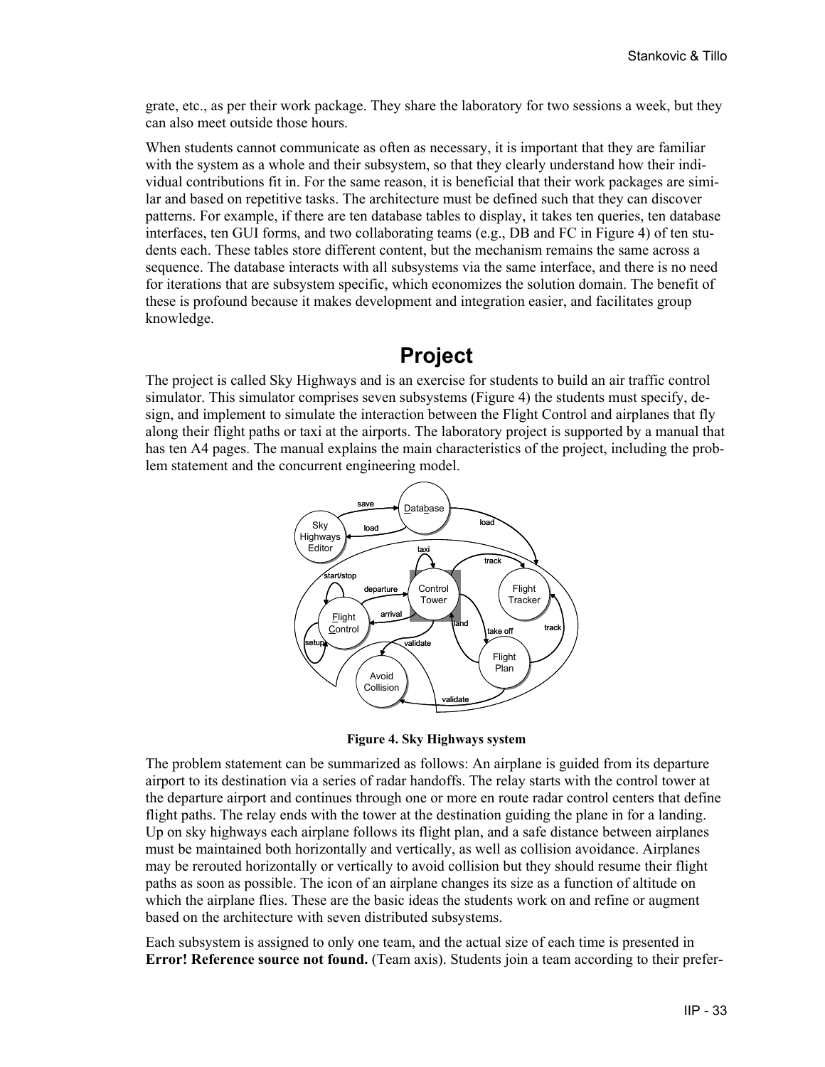grate, etc., as per their work package. They share the laboratory for two sessions a week, but they can also meet outside those hours.

When students cannot communicate as often as necessary, it is important that they are familiar with the system as a whole and their subsystem, so that they clearly understand how their individual contributions fit in. For the same reason, it is beneficial that their work packages are similar and based on repetitive tasks. The architecture must be defined such that they can discover patterns. For example, if there are ten database tables to display, it takes ten queries, ten database interfaces, ten GUI forms, and two collaborating teams (e.g., DB and FC in Figure 4) of ten students each. These tables store different content, but the mechanism remains the same across a sequence. The database interacts with all subsystems via the same interface, and there is no need for iterations that are subsystem specific, which economizes the solution domain. The benefit of these is profound because it makes development and integration easier, and facilitates group knowledge.

# Project

The project is called Sky Highways and is an exercise for students to build an air traffic control simulator. This simulator comprises seven subsystems (Figure 4) the students must specify, design, and implement to simulate the interaction between the Flight Control and airplanes that fly along their flight paths or taxi at the airports. The laboratory project is supported by a manual that has ten A4 pages. The manual explains the main characteristics of the project, including the problem statement and the concurrent engineering model.

**Figure 4. Sky Highways system**

The problem statement can be summarized as follows: An airplane is guided from its departure airport to its destination via a series of radar handoffs. The relay starts with the control tower at the departure airport and continues through one or more en route radar control centers that define flight paths. The relay ends with the tower at the destination guiding the plane in for a landing. Up on sky highways each airplane follows its flight plan, and a safe distance between airplanes must be maintained both horizontally and vertically, as well as collision avoidance. Airplanes may be rerouted horizontally or vertically to avoid collision but they should resume their flight paths as soon as possible. The icon of an airplane changes its size as a function of altitude on which the airplane flies. These are the basic ideas the students work on and refine or augment based on the architecture with seven distributed subsystems.

Each subsystem is assigned to only one team, and the actual size of each time is presented in **Error! Reference source not found.** (Team axis). Students join a team according to their prefer-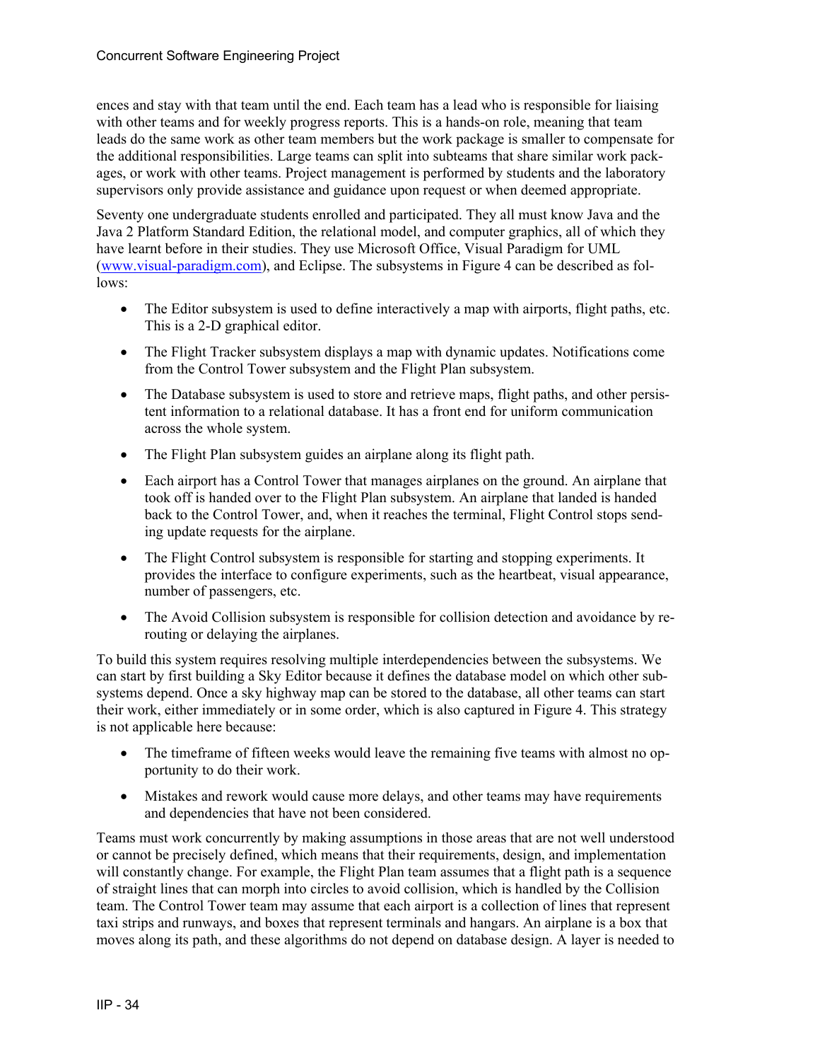ences and stay with that team until the end. Each team has a lead who is responsible for liaising with other teams and for weekly progress reports. This is a hands-on role, meaning that team leads do the same work as other team members but the work package is smaller to compensate for the additional responsibilities. Large teams can split into subteams that share similar work packages, or work with other teams. Project management is performed by students and the laboratory supervisors only provide assistance and guidance upon request or when deemed appropriate.

Seventy one undergraduate students enrolled and participated. They all must know Java and the Java 2 Platform Standard Edition, the relational model, and computer graphics, all of which they have learnt before in their studies. They use Microsoft Office, Visual Paradigm for UML (www.visual-paradigm.com), and Eclipse. The subsystems in Figure 4 can be described as follows:

- The Editor subsystem is used to define interactively a map with airports, flight paths, etc. This is a 2-D graphical editor.
- The Flight Tracker subsystem displays a map with dynamic updates. Notifications come from the Control Tower subsystem and the Flight Plan subsystem.
- The Database subsystem is used to store and retrieve maps, flight paths, and other persistent information to a relational database. It has a front end for uniform communication across the whole system.
- The Flight Plan subsystem guides an airplane along its flight path.
- Each airport has a Control Tower that manages airplanes on the ground. An airplane that took off is handed over to the Flight Plan subsystem. An airplane that landed is handed back to the Control Tower, and, when it reaches the terminal, Flight Control stops sending update requests for the airplane.
- The Flight Control subsystem is responsible for starting and stopping experiments. It provides the interface to configure experiments, such as the heartbeat, visual appearance, number of passengers, etc.
- The Avoid Collision subsystem is responsible for collision detection and avoidance by rerouting or delaying the airplanes.

To build this system requires resolving multiple interdependencies between the subsystems. We can start by first building a Sky Editor because it defines the database model on which other subsystems depend. Once a sky highway map can be stored to the database, all other teams can start their work, either immediately or in some order, which is also captured in Figure 4. This strategy is not applicable here because:

- The timeframe of fifteen weeks would leave the remaining five teams with almost no opportunity to do their work.
- Mistakes and rework would cause more delays, and other teams may have requirements and dependencies that have not been considered.

Teams must work concurrently by making assumptions in those areas that are not well understood or cannot be precisely defined, which means that their requirements, design, and implementation will constantly change. For example, the Flight Plan team assumes that a flight path is a sequence of straight lines that can morph into circles to avoid collision, which is handled by the Collision team. The Control Tower team may assume that each airport is a collection of lines that represent taxi strips and runways, and boxes that represent terminals and hangars. An airplane is a box that moves along its path, and these algorithms do not depend on database design. A layer is needed to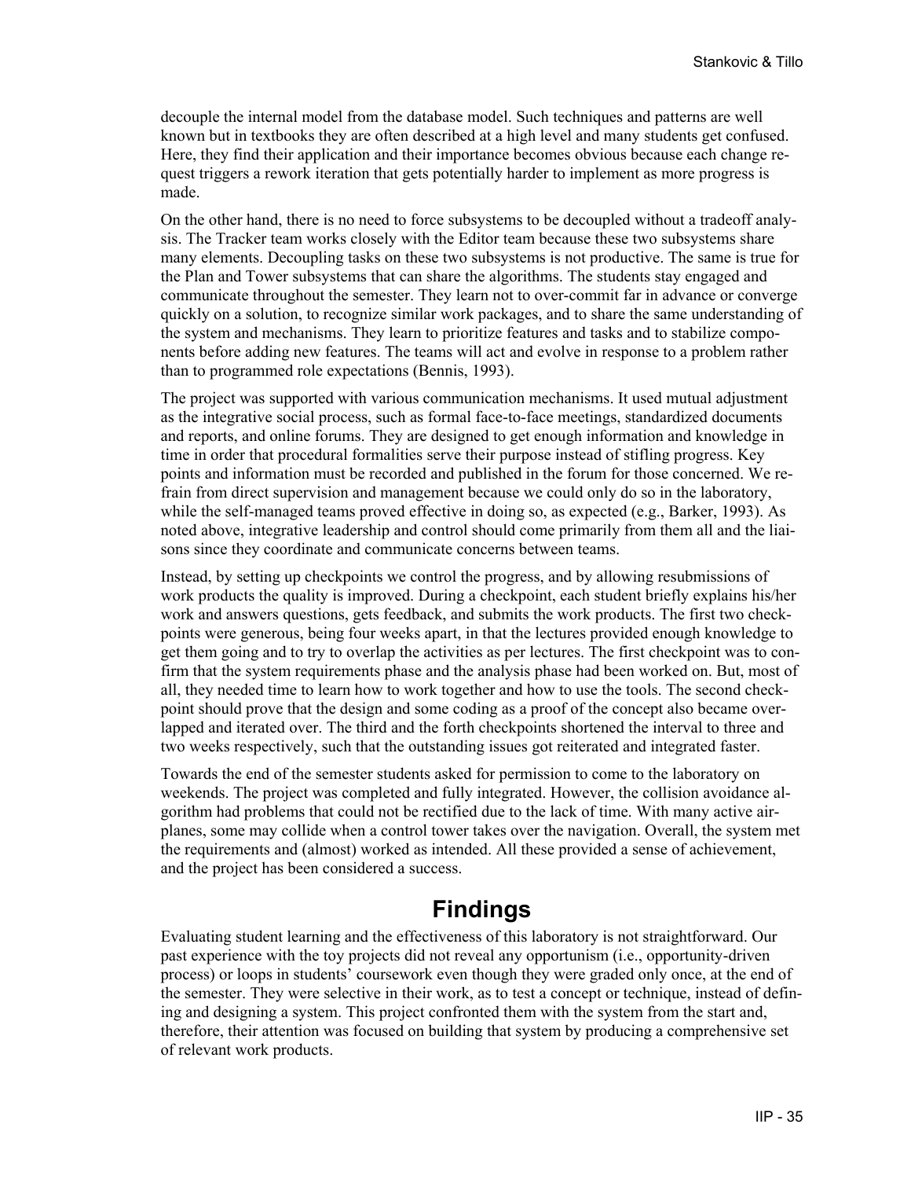decouple the internal model from the database model. Such techniques and patterns are well known but in textbooks they are often described at a high level and many students get confused. Here, they find their application and their importance becomes obvious because each change request triggers a rework iteration that gets potentially harder to implement as more progress is made.

On the other hand, there is no need to force subsystems to be decoupled without a tradeoff analysis. The Tracker team works closely with the Editor team because these two subsystems share many elements. Decoupling tasks on these two subsystems is not productive. The same is true for the Plan and Tower subsystems that can share the algorithms. The students stay engaged and communicate throughout the semester. They learn not to over-commit far in advance or converge quickly on a solution, to recognize similar work packages, and to share the same understanding of the system and mechanisms. They learn to prioritize features and tasks and to stabilize components before adding new features. The teams will act and evolve in response to a problem rather than to programmed role expectations (Bennis, 1993).

The project was supported with various communication mechanisms. It used mutual adjustment as the integrative social process, such as formal face-to-face meetings, standardized documents and reports, and online forums. They are designed to get enough information and knowledge in time in order that procedural formalities serve their purpose instead of stifling progress. Key points and information must be recorded and published in the forum for those concerned. We refrain from direct supervision and management because we could only do so in the laboratory, while the self-managed teams proved effective in doing so, as expected (e.g., Barker, 1993). As noted above, integrative leadership and control should come primarily from them all and the liaisons since they coordinate and communicate concerns between teams.

Instead, by setting up checkpoints we control the progress, and by allowing resubmissions of work products the quality is improved. During a checkpoint, each student briefly explains his/her work and answers questions, gets feedback, and submits the work products. The first two checkpoints were generous, being four weeks apart, in that the lectures provided enough knowledge to get them going and to try to overlap the activities as per lectures. The first checkpoint was to confirm that the system requirements phase and the analysis phase had been worked on. But, most of all, they needed time to learn how to work together and how to use the tools. The second checkpoint should prove that the design and some coding as a proof of the concept also became overlapped and iterated over. The third and the forth checkpoints shortened the interval to three and two weeks respectively, such that the outstanding issues got reiterated and integrated faster.

Towards the end of the semester students asked for permission to come to the laboratory on weekends. The project was completed and fully integrated. However, the collision avoidance algorithm had problems that could not be rectified due to the lack of time. With many active airplanes, some may collide when a control tower takes over the navigation. Overall, the system met the requirements and (almost) worked as intended. All these provided a sense of achievement, and the project has been considered a success.

# Findings

Evaluating student learning and the effectiveness of this laboratory is not straightforward. Our past experience with the toy projects did not reveal any opportunism (i.e., opportunity-driven process) or loops in students' coursework even though they were graded only once, at the end of the semester. They were selective in their work, as to test a concept or technique, instead of defining and designing a system. This project confronted them with the system from the start and, therefore, their attention was focused on building that system by producing a comprehensive set of relevant work products.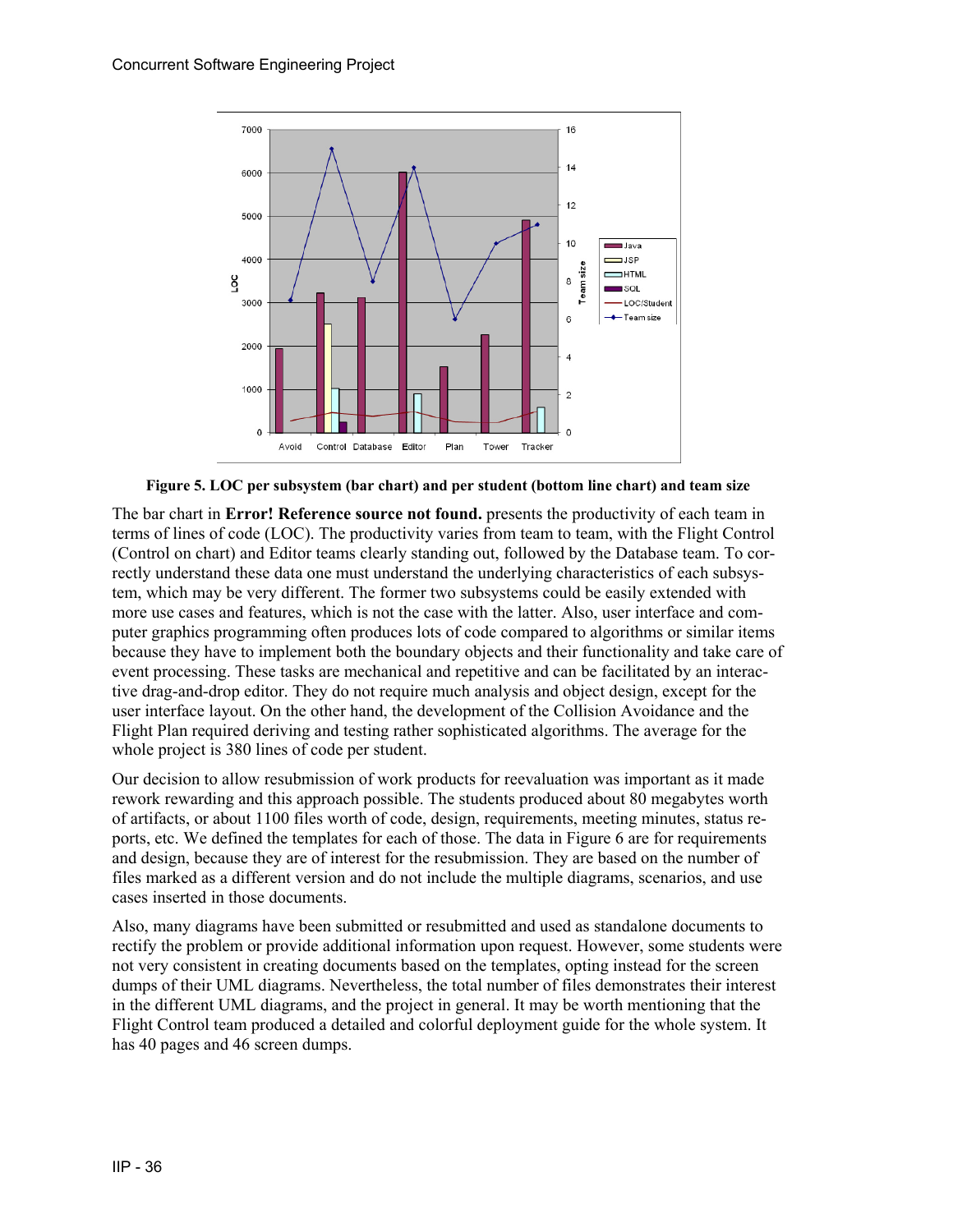Figure 5. LOC per subsystem (bar chart) and per student (bottom line chart) and team size

The bar chart in **Error! Reference source not found.** presents the productivity of each team in terms of lines of code (LOC). The productivity varies from team to team, with the Flight Control (Control on chart) and Editor teams clearly standing out, followed by the Database team. To correctly understand these data one must understand the underlying characteristics of each subsystem, which may be very different. The former two subsystems could be easily extended with more use cases and features, which is not the case with the latter. Also, user interface and computer graphics programming often produces lots of code compared to algorithms or similar items because they have to implement both the boundary objects and their functionality and take care of event processing. These tasks are mechanical and repetitive and can be facilitated by an interactive drag-and-drop editor. They do not require much analysis and object design, except for the user interface layout. On the other hand, the development of the Collision Avoidance and the Flight Plan required deriving and testing rather sophisticated algorithms. The average for the whole project is 380 lines of code per student.

Our decision to allow resubmission of work products for reevaluation was important as it made rework rewarding and this approach possible. The students produced about 80 megabytes worth of artifacts, or about 1100 files worth of code, design, requirements, meeting minutes, status reports, etc. We defined the templates for each of those. The data in Figure 6 are for requirements and design, because they are of interest for the resubmission. They are based on the number of files marked as a different version and do not include the multiple diagrams, scenarios, and use cases inserted in those documents.

Also, many diagrams have been submitted or resubmitted and used as standalone documents to rectify the problem or provide additional information upon request. However, some students were not very consistent in creating documents based on the templates, opting instead for the screen dumps of their UML diagrams. Nevertheless, the total number of files demonstrates their interest in the different UML diagrams, and the project in general. It may be worth mentioning that the Flight Control team produced a detailed and colorful deployment guide for the whole system. It has 40 pages and 46 screen dumps.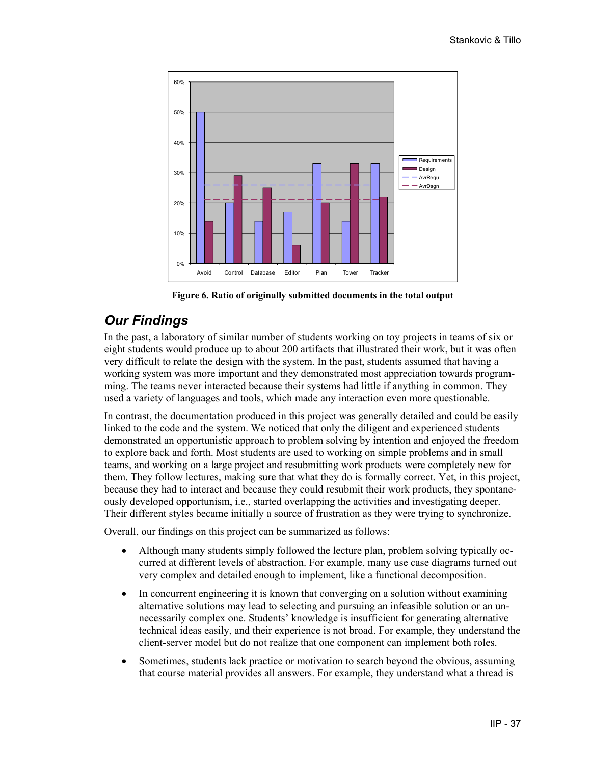Figure 6. Ratio of originally submitted documents in the total output

## Our Findings

In the past, a laboratory of similar number of students working on toy projects in teams of six or eight students would produce up to about 200 artifacts that illustrated their work, but it was often very difficult to relate the design with the system. In the past, students assumed that having a working system was more important and they demonstrated most appreciation towards programming. The teams never interacted because their systems had little if anything in common. They used a variety of languages and tools, which made any interaction even more questionable.

In contrast, the documentation produced in this project was generally detailed and could be easily linked to the code and the system. We noticed that only the diligent and experienced students demonstrated an opportunistic approach to problem solving by intention and enjoyed the freedom to explore back and forth. Most students are used to working on simple problems and in small teams, and working on a large project and resubmitting work products were completely new for them. They follow lectures, making sure that what they do is formally correct. Yet, in this project, because they had to interact and because they could resubmit their work products, they spontaneously developed opportunism, i.e., started overlapping the activities and investigating deeper. Their different styles became initially a source of frustration as they were trying to synchronize.

Overall, our findings on this project can be summarized as follows:

- Although many students simply followed the lecture plan, problem solving typically occurred at different levels of abstraction. For example, many use case diagrams turned out very complex and detailed enough to implement, like a functional decomposition.
- In concurrent engineering it is known that converging on a solution without examining alternative solutions may lead to selecting and pursuing an infeasible solution or an unnecessarily complex one. Students' knowledge is insufficient for generating alternative technical ideas easily, and their experience is not broad. For example, they understand the client-server model but do not realize that one component can implement both roles.
- Sometimes, students lack practice or motivation to search beyond the obvious, assuming that course material provides all answers. For example, they understand what a thread is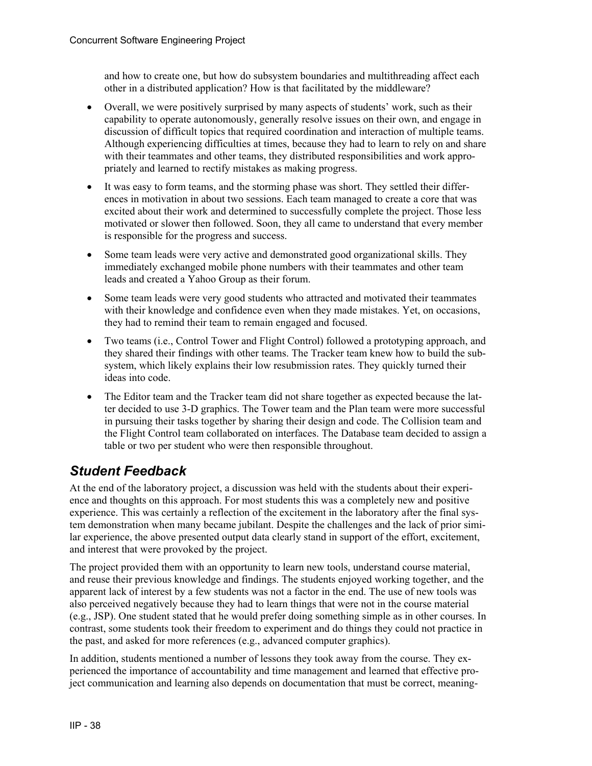and how to create one, but how do subsystem boundaries and multithreading affect each other in a distributed application? How is that facilitated by the middleware?

- Overall, we were positively surprised by many aspects of students' work, such as their capability to operate autonomously, generally resolve issues on their own, and engage in discussion of difficult topics that required coordination and interaction of multiple teams. Although experiencing difficulties at times, because they had to learn to rely on and share with their teammates and other teams, they distributed responsibilities and work appropriately and learned to rectify mistakes as making progress.
- It was easy to form teams, and the storming phase was short. They settled their differences in motivation in about two sessions. Each team managed to create a core that was excited about their work and determined to successfully complete the project. Those less motivated or slower then followed. Soon, they all came to understand that every member is responsible for the progress and success.
- Some team leads were very active and demonstrated good organizational skills. They immediately exchanged mobile phone numbers with their teammates and other team leads and created a Yahoo Group as their forum.
- Some team leads were very good students who attracted and motivated their teammates with their knowledge and confidence even when they made mistakes. Yet, on occasions, they had to remind their team to remain engaged and focused.
- Two teams (i.e., Control Tower and Flight Control) followed a prototyping approach, and they shared their findings with other teams. The Tracker team knew how to build the subsystem, which likely explains their low resubmission rates. They quickly turned their ideas into code.
- The Editor team and the Tracker team did not share together as expected because the latter decided to use 3-D graphics. The Tower team and the Plan team were more successful in pursuing their tasks together by sharing their design and code. The Collision team and the Flight Control team collaborated on interfaces. The Database team decided to assign a table or two per student who were then responsible throughout.

## *Student Feedback*

At the end of the laboratory project, a discussion was held with the students about their experience and thoughts on this approach. For most students this was a completely new and positive experience. This was certainly a reflection of the excitement in the laboratory after the final system demonstration when many became jubilant. Despite the challenges and the lack of prior similar experience, the above presented output data clearly stand in support of the effort, excitement, and interest that were provoked by the project.

The project provided them with an opportunity to learn new tools, understand course material, and reuse their previous knowledge and findings. The students enjoyed working together, and the apparent lack of interest by a few students was not a factor in the end. The use of new tools was also perceived negatively because they had to learn things that were not in the course material (e.g., JSP). One student stated that he would prefer doing something simple as in other courses. In contrast, some students took their freedom to experiment and do things they could not practice in the past, and asked for more references (e.g., advanced computer graphics).

In addition, students mentioned a number of lessons they took away from the course. They experienced the importance of accountability and time management and learned that effective project communication and learning also depends on documentation that must be correct, meaning-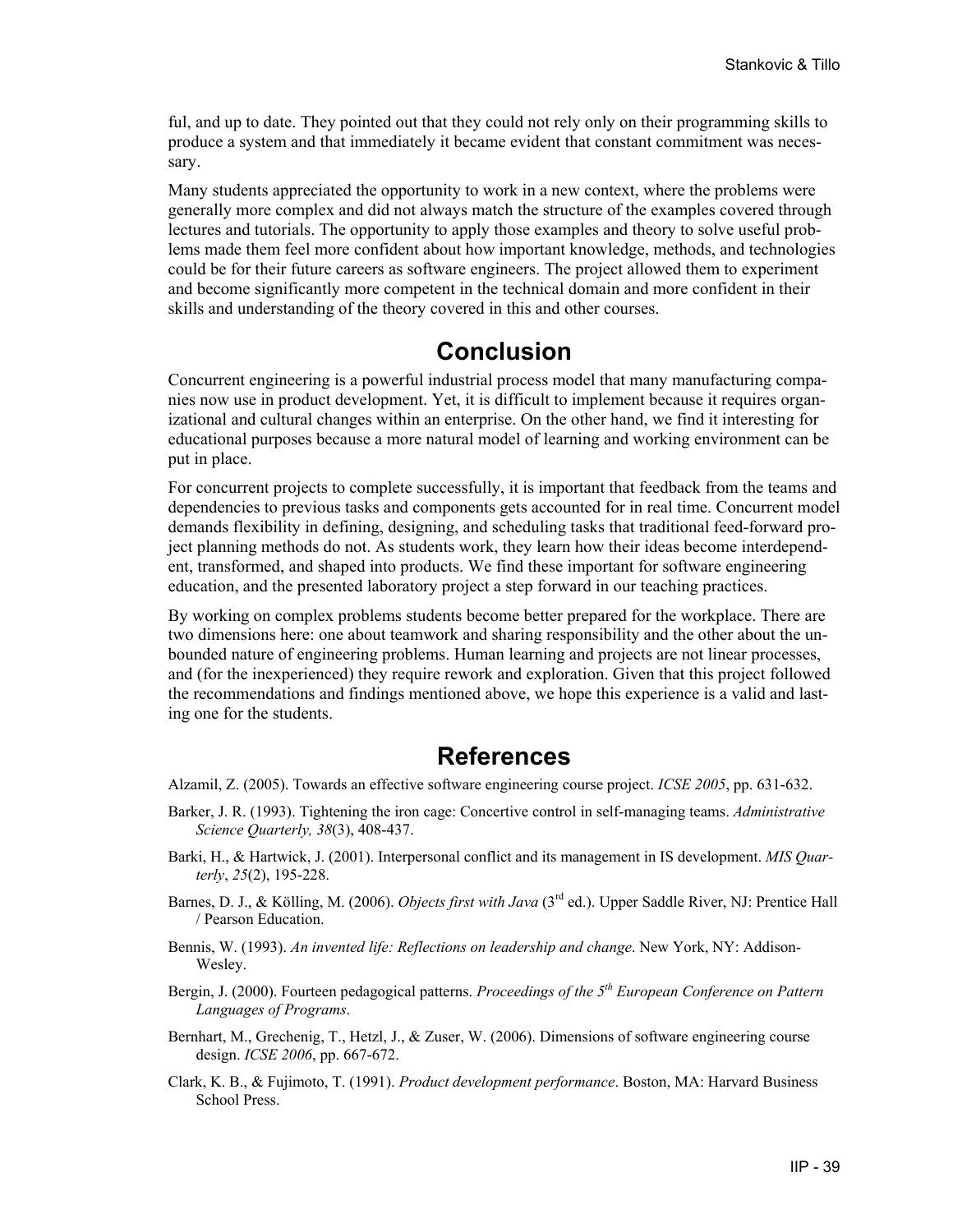ful, and up to date. They pointed out that they could not rely only on their programming skills to produce a system and that immediately it became evident that constant commitment was necessary.

Many students appreciated the opportunity to work in a new context, where the problems were generally more complex and did not always match the structure of the examples covered through lectures and tutorials. The opportunity to apply those examples and theory to solve useful problems made them feel more confident about how important knowledge, methods, and technologies could be for their future careers as software engineers. The project allowed them to experiment and become significantly more competent in the technical domain and more confident in their skills and understanding of the theory covered in this and other courses.

# Conclusion

Concurrent engineering is a powerful industrial process model that many manufacturing companies now use in product development. Yet, it is difficult to implement because it requires organizational and cultural changes within an enterprise. On the other hand, we find it interesting for educational purposes because a more natural model of learning and working environment can be put in place.

For concurrent projects to complete successfully, it is important that feedback from the teams and dependencies to previous tasks and components gets accounted for in real time. Concurrent model demands flexibility in defining, designing, and scheduling tasks that traditional feed-forward project planning methods do not. As students work, they learn how their ideas become interdependent, transformed, and shaped into products. We find these important for software engineering education, and the presented laboratory project a step forward in our teaching practices.

By working on complex problems students become better prepared for the workplace. There are two dimensions here: one about teamwork and sharing responsibility and the other about the unbounded nature of engineering problems. Human learning and projects are not linear processes, and (for the inexperienced) they require rework and exploration. Given that this project followed the recommendations and findings mentioned above, we hope this experience is a valid and lasting one for the students.

# References

Alzamil, Z. (2005). Towards an effective software engineering course project. *ICSE 2005*, pp. 631-632.

Barker, J. R. (1993). Tightening the iron cage: Concertive control in self-managing teams. *Administrative Science Quarterly, 38*(3), 408-437.

Barki, H., & Hartwick, J. (2001). Interpersonal conflict and its management in IS development. *MIS Quarterly*, *25*(2), 195-228.

Barnes, D. J., & Kölling, M. (2006). *Objects first with Java* (3rd ed.). Upper Saddle River, NJ: Prentice Hall / Pearson Education.

Bennis, W. (1993). *An invented life: Reflections on leadership and change*. New York, NY: Addison-Wesley.

Bergin, J. (2000). Fourteen pedagogical patterns. *Proceedings of the 5th European Conference on Pattern Languages of Programs*.

Bernhart, M., Grechenig, T., Hetzl, J., & Zuser, W. (2006). Dimensions of software engineering course design. *ICSE 2006*, pp. 667-672.

Clark, K. B., & Fujimoto, T. (1991). *Product development performance*. Boston, MA: Harvard Business School Press.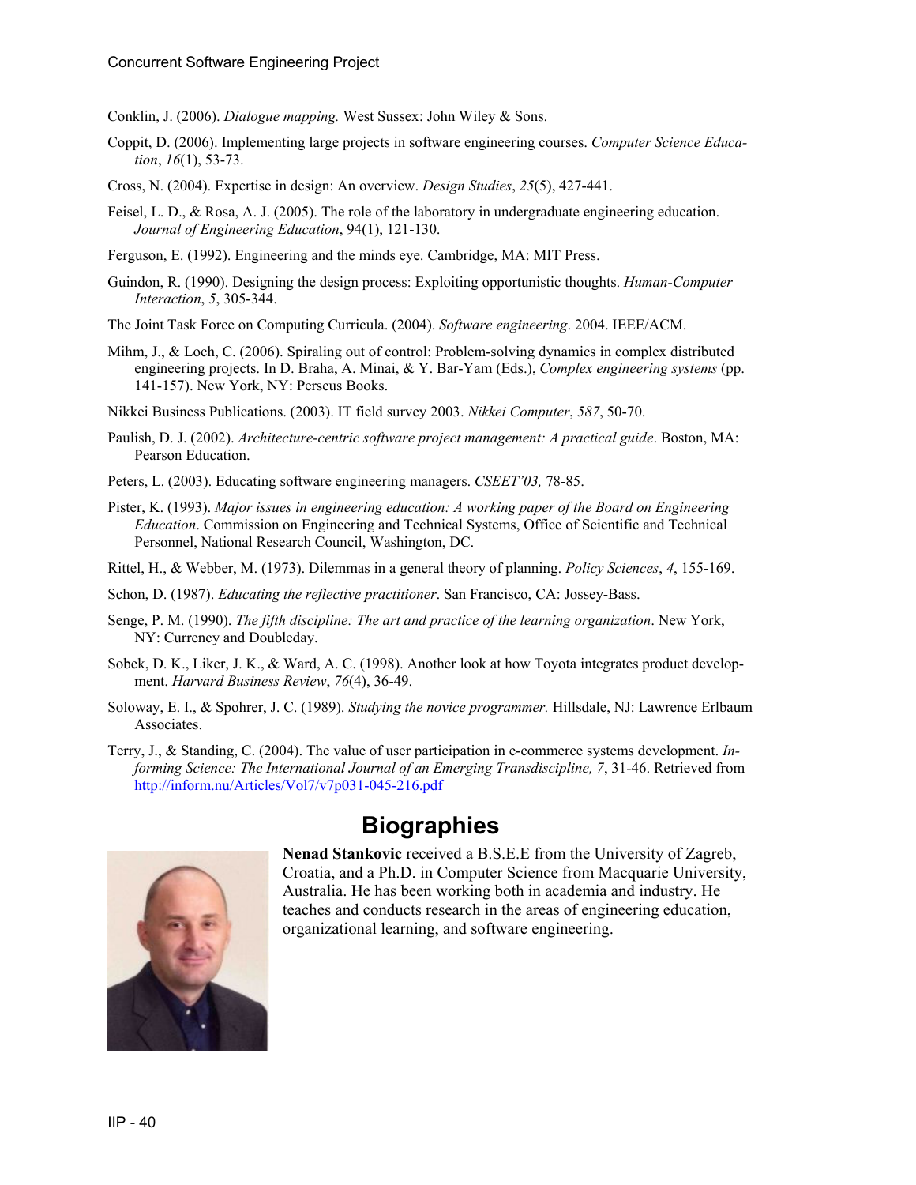Conklin, J. (2006). *Dialogue mapping.* West Sussex: John Wiley & Sons.

Coppit, D. (2006). Implementing large projects in software engineering courses. *Computer Science Education*, *16*(1), 53-73.

Cross, N. (2004). Expertise in design: An overview. *Design Studies*, *25*(5), 427-441.

Feisel, L. D., & Rosa, A. J. (2005). The role of the laboratory in undergraduate engineering education. *Journal of Engineering Education*, 94(1), 121-130.

Ferguson, E. (1992). Engineering and the minds eye. Cambridge, MA: MIT Press.

Guindon, R. (1990). Designing the design process: Exploiting opportunistic thoughts. *Human-Computer Interaction*, *5*, 305-344.

The Joint Task Force on Computing Curricula. (2004). *Software engineering*. 2004. IEEE/ACM.

Mihm, J., & Loch, C. (2006). Spiraling out of control: Problem-solving dynamics in complex distributed engineering projects. In D. Braha, A. Minai, & Y. Bar-Yam (Eds.), *Complex engineering systems* (pp. 141-157). New York, NY: Perseus Books.

Nikkei Business Publications. (2003). IT field survey 2003. *Nikkei Computer*, *587*, 50-70.

Paulish, D. J. (2002). *Architecture-centric software project management: A practical guide*. Boston, MA: Pearson Education.

Peters, L. (2003). Educating software engineering managers. *CSEET'03,* 78-85.

Pister, K. (1993). *Major issues in engineering education: A working paper of the Board on Engineering Education*. Commission on Engineering and Technical Systems, Office of Scientific and Technical Personnel, National Research Council, Washington, DC.

Rittel, H., & Webber, M. (1973). Dilemmas in a general theory of planning. *Policy Sciences*, *4*, 155-169.

Schon, D. (1987). *Educating the reflective practitioner*. San Francisco, CA: Jossey-Bass.

Senge, P. M. (1990). *The fifth discipline: The art and practice of the learning organization*. New York, NY: Currency and Doubleday.

Sobek, D. K., Liker, J. K., & Ward, A. C. (1998). Another look at how Toyota integrates product development. *Harvard Business Review*, *76*(4), 36-49.

Soloway, E. I., & Spohrer, J. C. (1989). *Studying the novice programmer.* Hillsdale, NJ: Lawrence Erlbaum Associates.

Terry, J., & Standing, C. (2004). The value of user participation in e-commerce systems development. *Informing Science: The International Journal of an Emerging Transdiscipline, 7*, 31-46. Retrieved from http://inform.nu/Articles/Vol7/v7p031-045-216.pdf

# Biographies

**Nenad Stankovic** received a B.S.E.E from the University of Zagreb, Croatia, and a Ph.D. in Computer Science from Macquarie University, Australia. He has been working both in academia and industry. He teaches and conducts research in the areas of engineering education, organizational learning, and software engineering.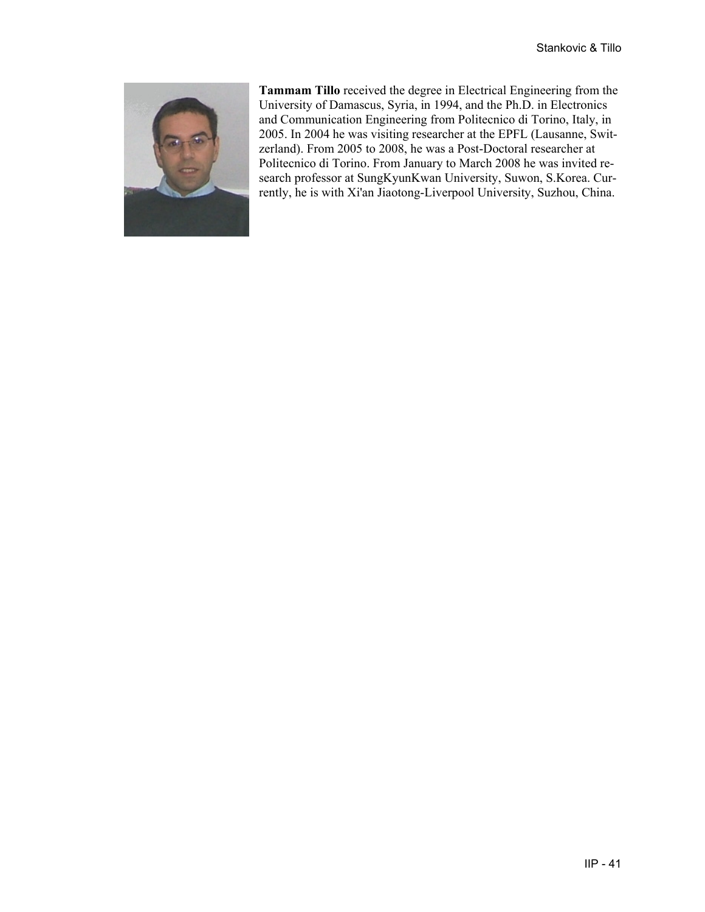**Tammam Tillo** received the degree in Electrical Engineering from the University of Damascus, Syria, in 1994, and the Ph.D. in Electronics and Communication Engineering from Politecnico di Torino, Italy, in 2005. In 2004 he was visiting researcher at the EPFL (Lausanne, Switzerland). From 2005 to 2008, he was a Post-Doctoral researcher at Politecnico di Torino. From January to March 2008 he was invited research professor at SungKyunKwan University, Suwon, S.Korea. Currently, he is with Xi'an Jiaotong-Liverpool University, Suzhou, China.